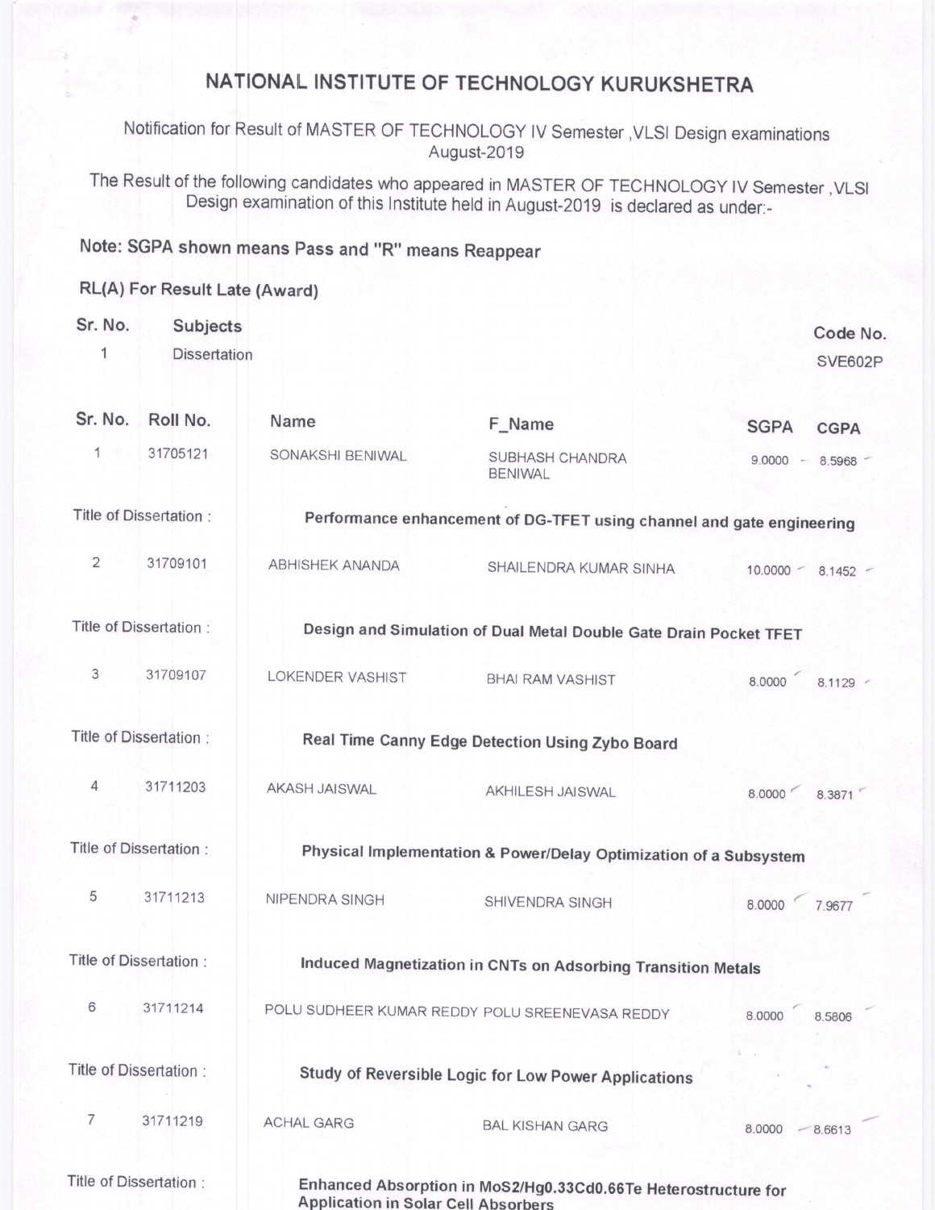# NATIONAL INSTITUTE OF TECHNOLOGY KURUKSHETRA

Notification for Result of MASTER OF TECHNOLOGY IV Semester ,VLSI Design examinations August-2019

The Result of the following candidates who appeared in MASTER OF TECHNOLOGY IV Semester ,VLSI Design examination of this Institute held in August-2019 is declared as under:-

**Note: SGPA shown means Pass and "R" means Reappear**

**RL(A) For Result Late (Award)**

| Sr. No. | Subjects | Code No. |
|---|---|---|
| 1 | Dissertation | SVE602P |

| Sr. No. | Roll No. | Name | F_Name | SGPA | CGPA |
|---|---|---|---|---|---|
| 1 | 31705121 | SONAKSHI BENIWAL | SUBHASH CHANDRA BENIWAL | 9.0000 | 8.5968 |
| Title of Dissertation : | | **Performance enhancement of DG-TFET using channel and gate engineering** | | | |
| 2 | 31709101 | ABHISHEK ANANDA | SHAILENDRA KUMAR SINHA | 10.0000 | 8.1452 |
| Title of Dissertation : | | **Design and Simulation of Dual Metal Double Gate Drain Pocket TFET** | | | |
| 3 | 31709107 | LOKENDER VASHIST | BHAI RAM VASHIST | 8.0000 | 8.1129 |
| Title of Dissertation : | | **Real Time Canny Edge Detection Using Zybo Board** | | | |
| 4 | 31711203 | AKASH JAISWAL | AKHILESH JAISWAL | 8.0000 | 8.3871 |
| Title of Dissertation : | | **Physical Implementation & Power/Delay Optimization of a Subsystem** | | | |
| 5 | 31711213 | NIPENDRA SINGH | SHIVENDRA SINGH | 8.0000 | 7.9677 |
| Title of Dissertation : | | **Induced Magnetization in CNTs on Adsorbing Transition Metals** | | | |
| 6 | 31711214 | POLU SUDHEER KUMAR REDDY | POLU SREENEVASA REDDY | 8.0000 | 8.5806 |
| Title of Dissertation : | | **Study of Reversible Logic for Low Power Applications** | | | |
| 7 | 31711219 | ACHAL GARG | BAL KISHAN GARG | 8.0000 | 8.6613 |
| Title of Dissertation : | | **Enhanced Absorption in $MoS_2/Hg_{0.33}Cd_{0.66}Te$ Heterostructure for Application in Solar Cell Absorbers** | | | |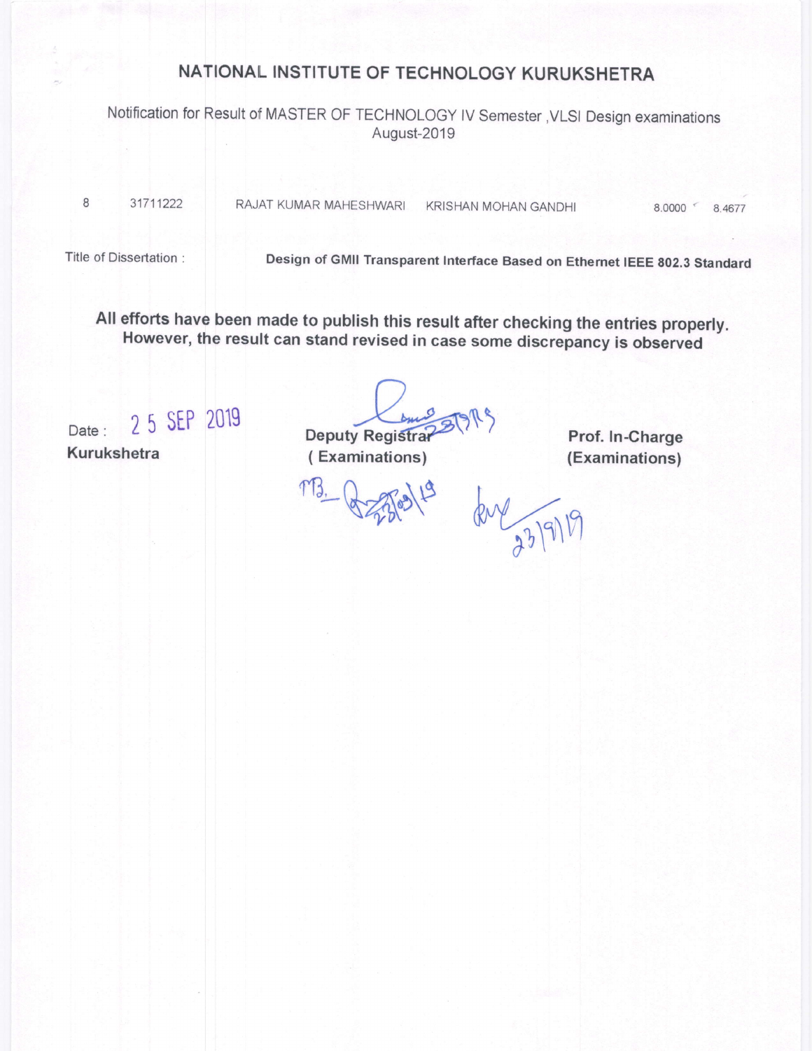# NATIONAL INSTITUTE OF TECHNOLOGY KURUKSHETRA

Notification for Result of MASTER OF TECHNOLOGY IV Semester ,VLSI Design examinations
August-2019

| | | | | | |
|---|---|---|---|---|---|
| 8 | 31711222 | RAJAT KUMAR MAHESHWARI | KRISHAN MOHAN GANDHI | 8.0000 | 8.4677 |

Title of Dissertation : **Design of GMII Transparent Interface Based on Ethernet IEEE 802.3 Standard**

**All efforts have been made to publish this result after checking the entries properly. However, the result can stand revised in case some discrepancy is observed**

Date : 25 SEP 2019

**Kurukshetra**

**Deputy Registrar**
**( Examinations)**

**Prof. In-Charge**
**(Examinations)**